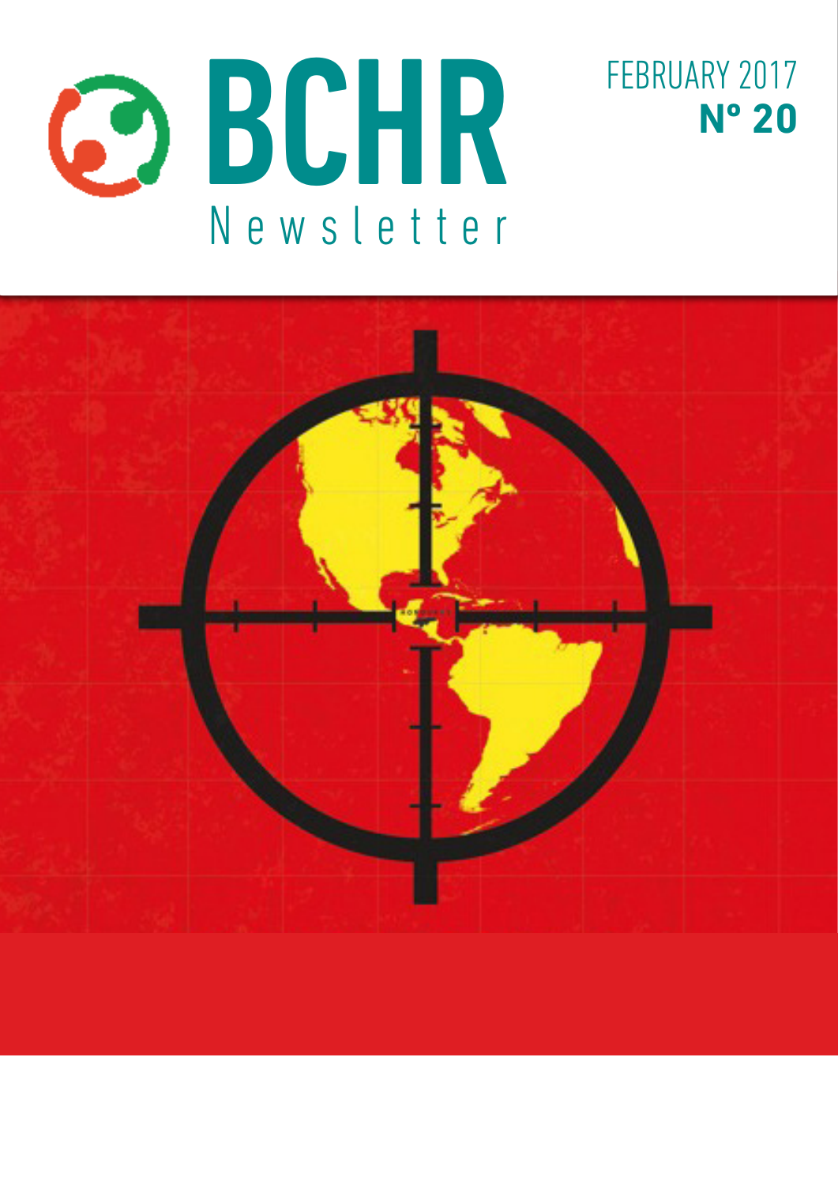# BCHR

Newsletter

FEBRUARY 2017

**Nº 20**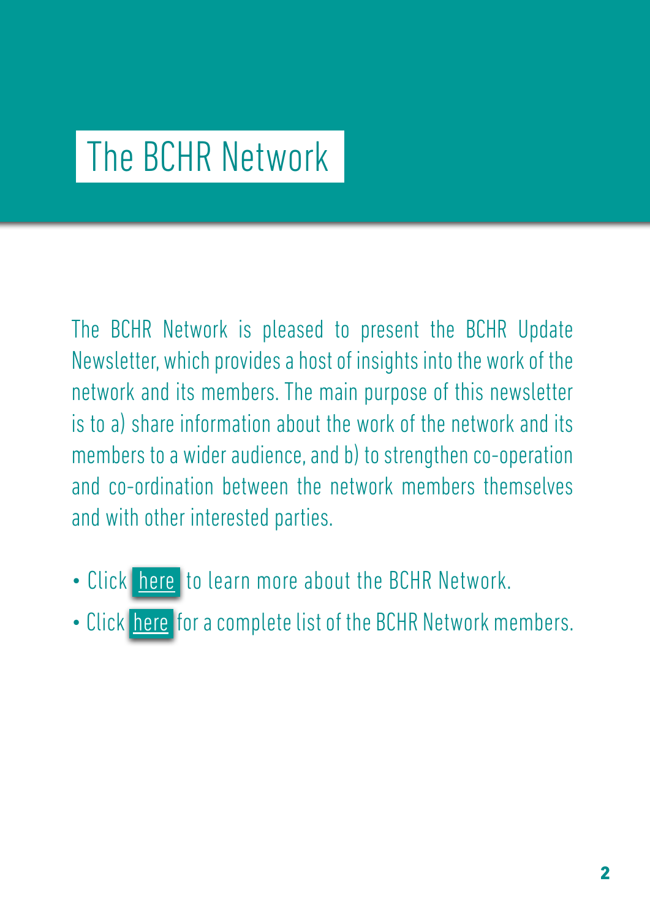# The BCHR Network

The BCHR Network is pleased to present the BCHR Update Newsletter, which provides a host of insights into the work of the network and its members. The main purpose of this newsletter is to a) share information about the work of the network and its members to a wider audience, and b) to strengthen co-operation and co-ordination between the network members themselves and with other interested parties.

- Click here to learn more about the BCHR Network.
- Click here for a complete list of the BCHR Network members.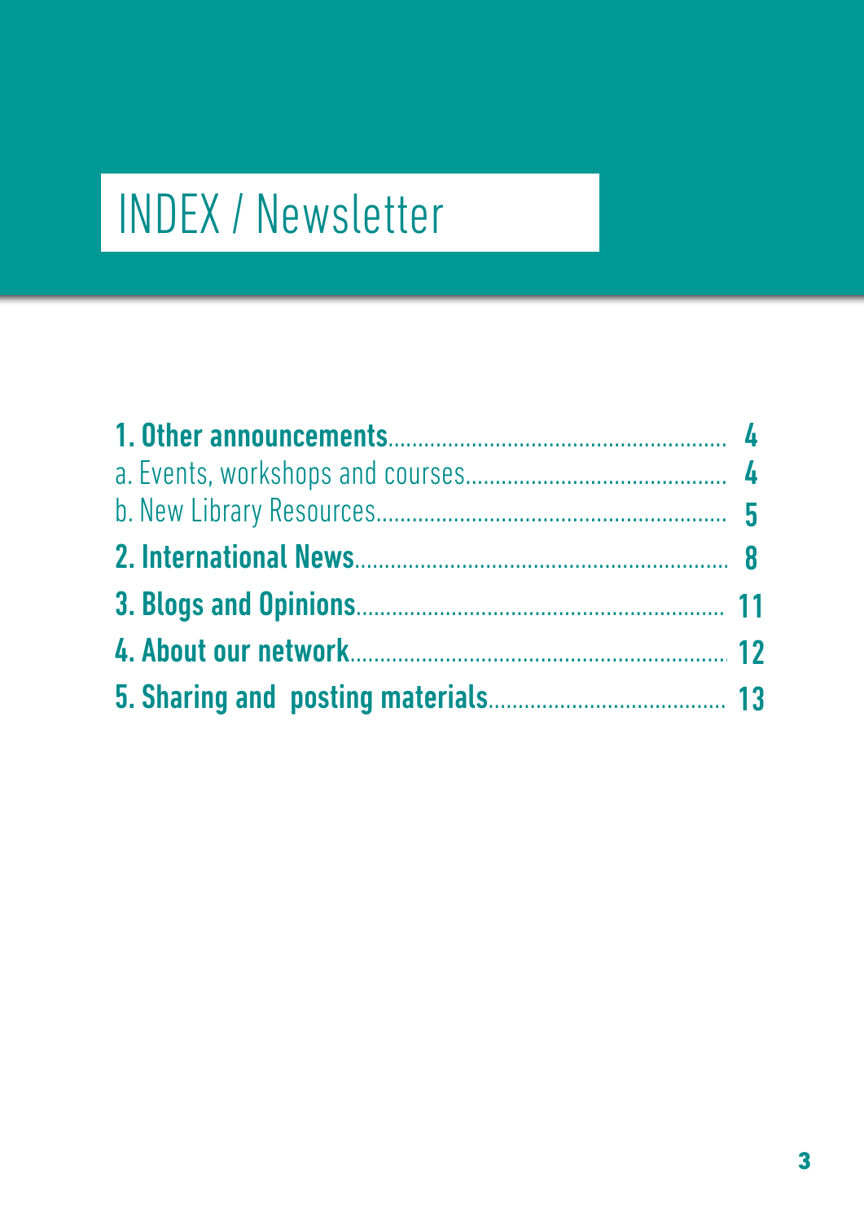# INDEX / Newsletter

**1. Other announcements** .......... **4**

a. Events, workshops and courses .......... **4**

b. New Library Resources .......... **5**

**2. International News** .......... **8**

**3. Blogs and Opinions** .......... **11**

**4. About our network** .......... **12**

**5. Sharing and posting materials** .......... **13**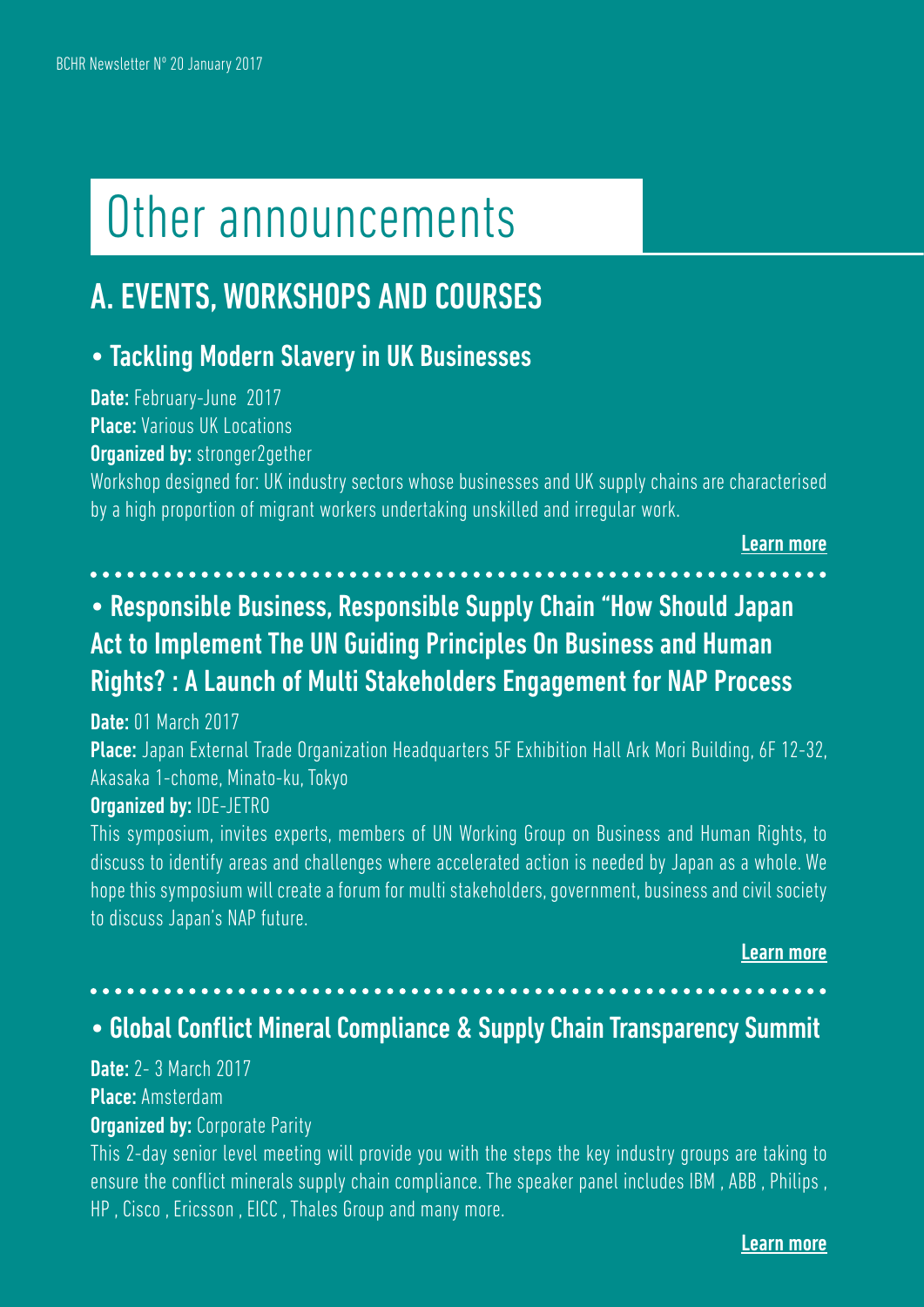// Other announcements

## A. EVENTS, WORKSHOPS AND COURSES

### • Tackling Modern Slavery in UK Businesses

**Date:** February-June 2017
**Place:** Various UK Locations
**Organized by:** stronger2gether
Workshop designed for: UK industry sectors whose businesses and UK supply chains are characterised by a high proportion of migrant workers undertaking unskilled and irregular work.

**Learn more**

### • Responsible Business, Responsible Supply Chain "How Should Japan Act to Implement The UN Guiding Principles On Business and Human Rights? : A Launch of Multi Stakeholders Engagement for NAP Process

**Date:** 01 March 2017
**Place:** Japan External Trade Organization Headquarters 5F Exhibition Hall Ark Mori Building, 6F 12-32, Akasaka 1-chome, Minato-ku, Tokyo
**Organized by:** IDE-JETRO
This symposium, invites experts, members of UN Working Group on Business and Human Rights, to discuss to identify areas and challenges where accelerated action is needed by Japan as a whole. We hope this symposium will create a forum for multi stakeholders, government, business and civil society to discuss Japan's NAP future.

**Learn more**

### • Global Conflict Mineral Compliance & Supply Chain Transparency Summit

**Date:** 2- 3 March 2017
**Place:** Amsterdam
**Organized by:** Corporate Parity
This 2-day senior level meeting will provide you with the steps the key industry groups are taking to ensure the conflict minerals supply chain compliance. The speaker panel includes IBM , ABB , Philips , HP , Cisco , Ericsson , EICC , Thales Group and many more.

**Learn more**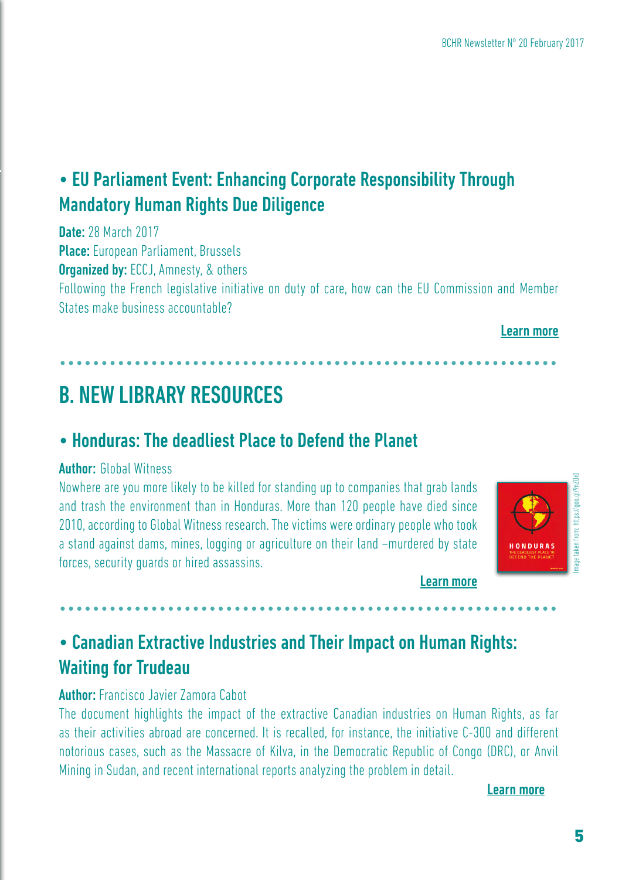## • EU Parliament Event: Enhancing Corporate Responsibility Through Mandatory Human Rights Due Diligence

**Date:** 28 March 2017
**Place:** European Parliament, Brussels
**Organized by:** ECCJ, Amnesty, & others
Following the French legislative initiative on duty of care, how can the EU Commission and Member States make business accountable?

**Learn more**

# B. NEW LIBRARY RESOURCES

## • Honduras: The deadliest Place to Defend the Planet

**Author:** Global Witness
Nowhere are you more likely to be killed for standing up to companies that grab lands and trash the environment than in Honduras. More than 120 people have died since 2010, according to Global Witness research. The victims were ordinary people who took a stand against dams, mines, logging or agriculture on their land –murdered by state forces, security guards or hired assassins.

**Learn more**

Image taken from: https://goo.gl/9nZ0rD

## • Canadian Extractive Industries and Their Impact on Human Rights: Waiting for Trudeau

**Author:** Francisco Javier Zamora Cabot
The document highlights the impact of the extractive Canadian industries on Human Rights, as far as their activities abroad are concerned. It is recalled, for instance, the initiative C-300 and different notorious cases, such as the Massacre of Kilva, in the Democratic Republic of Congo (DRC), or Anvil Mining in Sudan, and recent international reports analyzing the problem in detail.

**Learn more**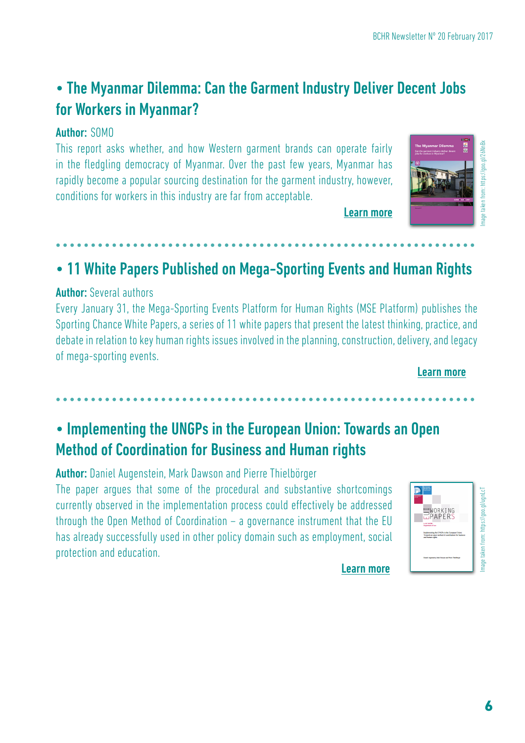## • The Myanmar Dilemma: Can the Garment Industry Deliver Decent Jobs for Workers in Myanmar?

**Author:** SOMO

This report asks whether, and how Western garment brands can operate fairly in the fledgling democracy of Myanmar. Over the past few years, Myanmar has rapidly become a popular sourcing destination for the garment industry, however, conditions for workers in this industry are far from acceptable.

Learn more

Image taken from: https://goo.gl/26NnBx

## • 11 White Papers Published on Mega-Sporting Events and Human Rights

**Author:** Several authors

Every January 31, the Mega-Sporting Events Platform for Human Rights (MSE Platform) publishes the Sporting Chance White Papers, a series of 11 white papers that present the latest thinking, practice, and debate in relation to key human rights issues involved in the planning, construction, delivery, and legacy of mega-sporting events.

Learn more

## • Implementing the UNGPs in the European Union: Towards an Open Method of Coordination for Business and Human rights

**Author:** Daniel Augenstein, Mark Dawson and Pierre Thielbörger

The paper argues that some of the procedural and substantive shortcomings currently observed in the implementation process could effectively be addressed through the Open Method of Coordination – a governance instrument that the EU has already successfully used in other policy domain such as employment, social protection and education.

Learn more

Image taken from: https://goo.gl/UgnLcT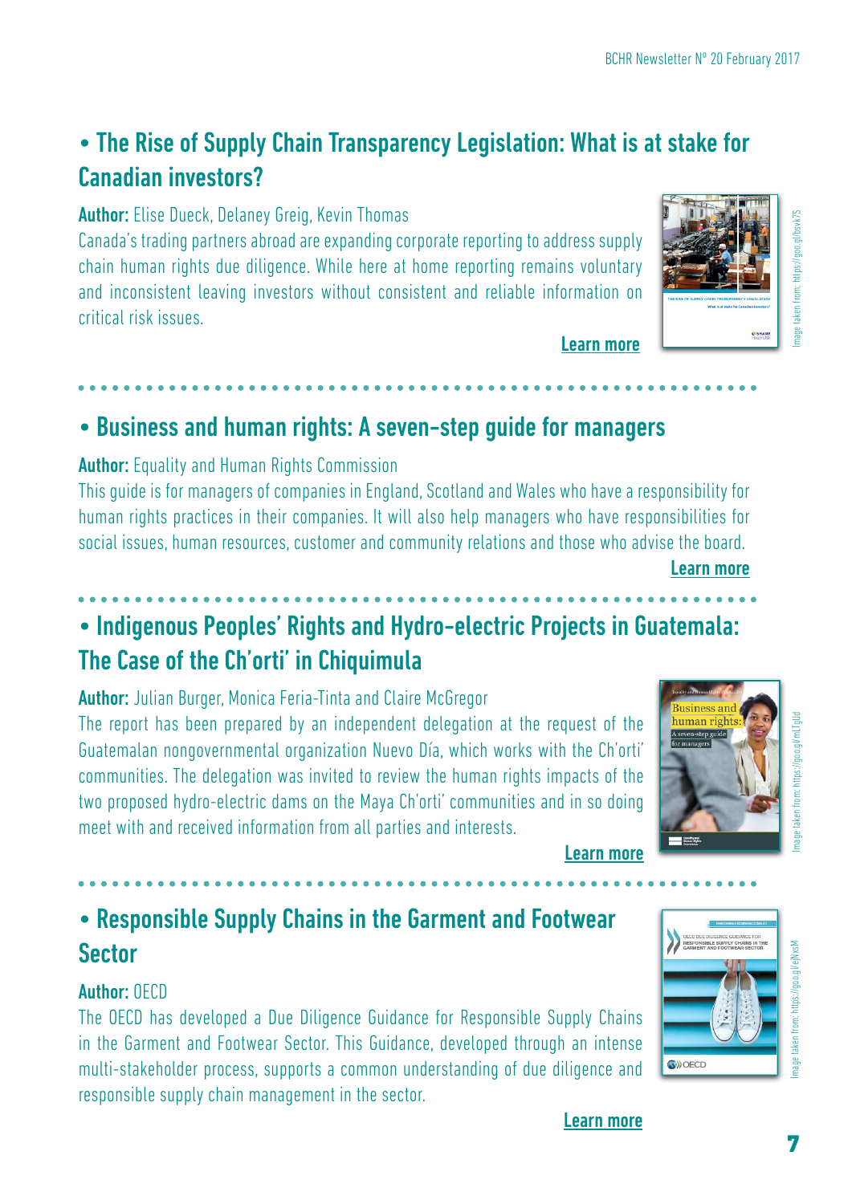## • The Rise of Supply Chain Transparency Legislation: What is at stake for Canadian investors?

**Author:** Elise Dueck, Delaney Greig, Kevin Thomas

Canada's trading partners abroad are expanding corporate reporting to address supply chain human rights due diligence. While here at home reporting remains voluntary and inconsistent leaving investors without consistent and reliable information on critical risk issues.

**Learn more**

Image taken from: https://goo.gl/bsvk7S

## • Business and human rights: A seven-step guide for managers

**Author:** Equality and Human Rights Commission

This guide is for managers of companies in England, Scotland and Wales who have a responsibility for human rights practices in their companies. It will also help managers who have responsibilities for social issues, human resources, customer and community relations and those who advise the board.

**Learn more**

## • Indigenous Peoples' Rights and Hydro-electric Projects in Guatemala: The Case of the Ch'orti' in Chiquimula

**Author:** Julian Burger, Monica Feria-Tinta and Claire McGregor

The report has been prepared by an independent delegation at the request of the Guatemalan nongovernmental organization Nuevo Día, which works with the Ch'orti' communities. The delegation was invited to review the human rights impacts of the two proposed hydro-electric dams on the Maya Ch'orti' communities and in so doing meet with and received information from all parties and interests.

**Learn more**

Image taken from: https://goo.gl/mLTgId

## • Responsible Supply Chains in the Garment and Footwear Sector

**Author:** OECD

The OECD has developed a Due Diligence Guidance for Responsible Supply Chains in the Garment and Footwear Sector. This Guidance, developed through an intense multi-stakeholder process, supports a common understanding of due diligence and responsible supply chain management in the sector.

**Learn more**

Image taken from: https://goo.gl/eJNxsM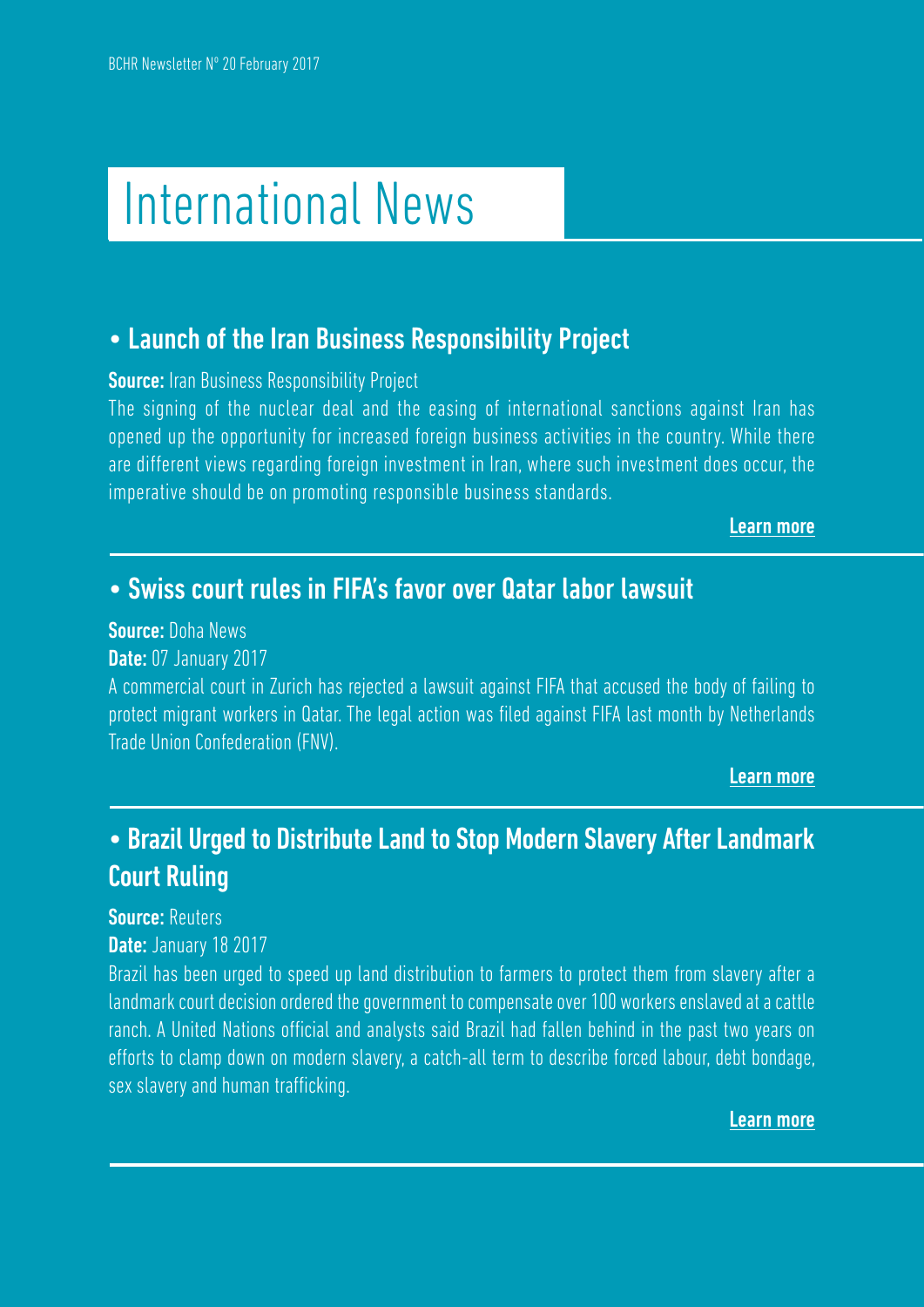# International News

## • Launch of the Iran Business Responsibility Project

**Source:** Iran Business Responsibility Project

The signing of the nuclear deal and the easing of international sanctions against Iran has opened up the opportunity for increased foreign business activities in the country. While there are different views regarding foreign investment in Iran, where such investment does occur, the imperative should be on promoting responsible business standards.

**Learn more**

## • Swiss court rules in FIFA's favor over Qatar labor lawsuit

**Source:** Doha News

**Date:** 07 January 2017

A commercial court in Zurich has rejected a lawsuit against FIFA that accused the body of failing to protect migrant workers in Qatar. The legal action was filed against FIFA last month by Netherlands Trade Union Confederation (FNV).

**Learn more**

## • Brazil Urged to Distribute Land to Stop Modern Slavery After Landmark Court Ruling

**Source:** Reuters

**Date:** January 18 2017

Brazil has been urged to speed up land distribution to farmers to protect them from slavery after a landmark court decision ordered the government to compensate over 100 workers enslaved at a cattle ranch. A United Nations official and analysts said Brazil had fallen behind in the past two years on efforts to clamp down on modern slavery, a catch-all term to describe forced labour, debt bondage, sex slavery and human trafficking.

**Learn more**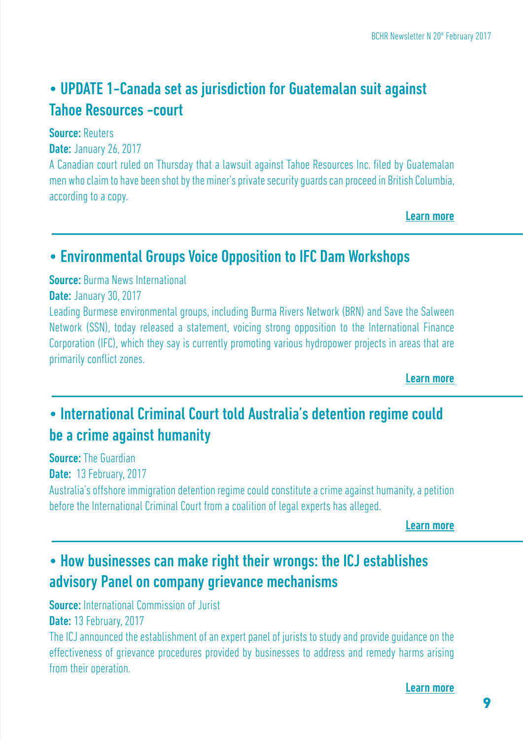## • UPDATE 1-Canada set as jurisdiction for Guatemalan suit against Tahoe Resources -court

**Source:** Reuters

**Date:** January 26, 2017

A Canadian court ruled on Thursday that a lawsuit against Tahoe Resources Inc. filed by Guatemalan men who claim to have been shot by the miner's private security guards can proceed in British Columbia, according to a copy.

**Learn more**

---

## • Environmental Groups Voice Opposition to IFC Dam Workshops

**Source:** Burma News International

**Date:** January 30, 2017

Leading Burmese environmental groups, including Burma Rivers Network (BRN) and Save the Salween Network (SSN), today released a statement, voicing strong opposition to the International Finance Corporation (IFC), which they say is currently promoting various hydropower projects in areas that are primarily conflict zones.

**Learn more**

---

## • International Criminal Court told Australia's detention regime could be a crime against humanity

**Source:** The Guardian

**Date:** 13 February, 2017

Australia's offshore immigration detention regime could constitute a crime against humanity, a petition before the International Criminal Court from a coalition of legal experts has alleged.

**Learn more**

---

## • How businesses can make right their wrongs: the ICJ establishes advisory Panel on company grievance mechanisms

**Source:** International Commission of Jurist

**Date:** 13 February, 2017

The ICJ announced the establishment of an expert panel of jurists to study and provide guidance on the effectiveness of grievance procedures provided by businesses to address and remedy harms arising from their operation.

**Learn more**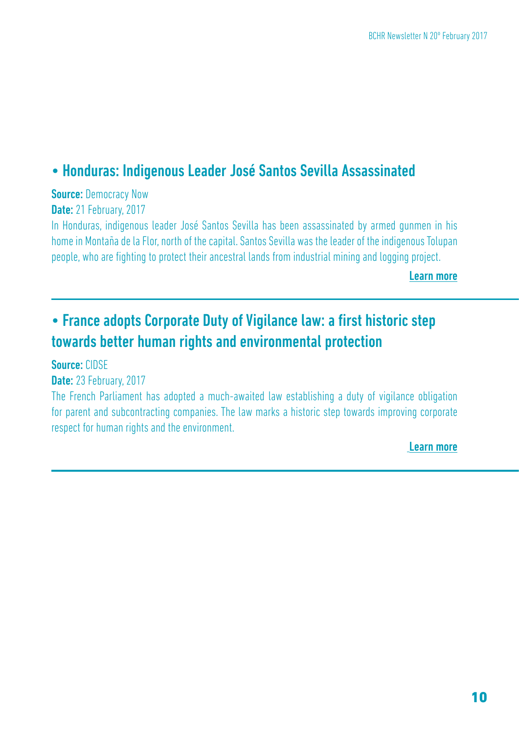## • Honduras: Indigenous Leader José Santos Sevilla Assassinated

**Source:** Democracy Now

**Date:** 21 February, 2017

In Honduras, indigenous leader José Santos Sevilla has been assassinated by armed gunmen in his home in Montaña de la Flor, north of the capital. Santos Sevilla was the leader of the indigenous Tolupan people, who are fighting to protect their ancestral lands from industrial mining and logging project.

**Learn more**

---

## • France adopts Corporate Duty of Vigilance law: a first historic step towards better human rights and environmental protection

**Source:** CIDSE

**Date:** 23 February, 2017

The French Parliament has adopted a much-awaited law establishing a duty of vigilance obligation for parent and subcontracting companies. The law marks a historic step towards improving corporate respect for human rights and the environment.

**Learn more**

---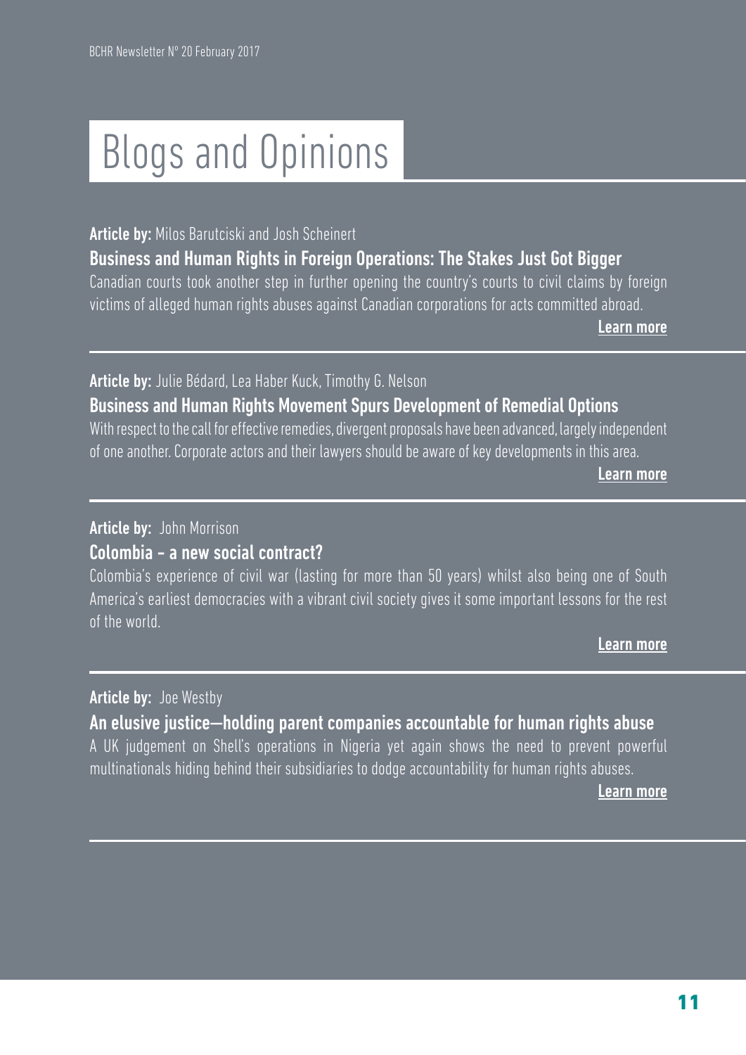# Blogs and Opinions

**Article by:** Milos Barutciski and Josh Scheinert

### Business and Human Rights in Foreign Operations: The Stakes Just Got Bigger

Canadian courts took another step in further opening the country's courts to civil claims by foreign victims of alleged human rights abuses against Canadian corporations for acts committed abroad.

**Learn more**

---

**Article by:** Julie Bédard, Lea Haber Kuck, Timothy G. Nelson

### Business and Human Rights Movement Spurs Development of Remedial Options

With respect to the call for effective remedies, divergent proposals have been advanced, largely independent of one another. Corporate actors and their lawyers should be aware of key developments in this area.

**Learn more**

---

**Article by:** John Morrison

### Colombia – a new social contract?

Colombia's experience of civil war (lasting for more than 50 years) whilst also being one of South America's earliest democracies with a vibrant civil society gives it some important lessons for the rest of the world.

**Learn more**

---

**Article by:** Joe Westby

### An elusive justice—holding parent companies accountable for human rights abuse

A UK judgement on Shell's operations in Nigeria yet again shows the need to prevent powerful multinationals hiding behind their subsidiaries to dodge accountability for human rights abuses.

**Learn more**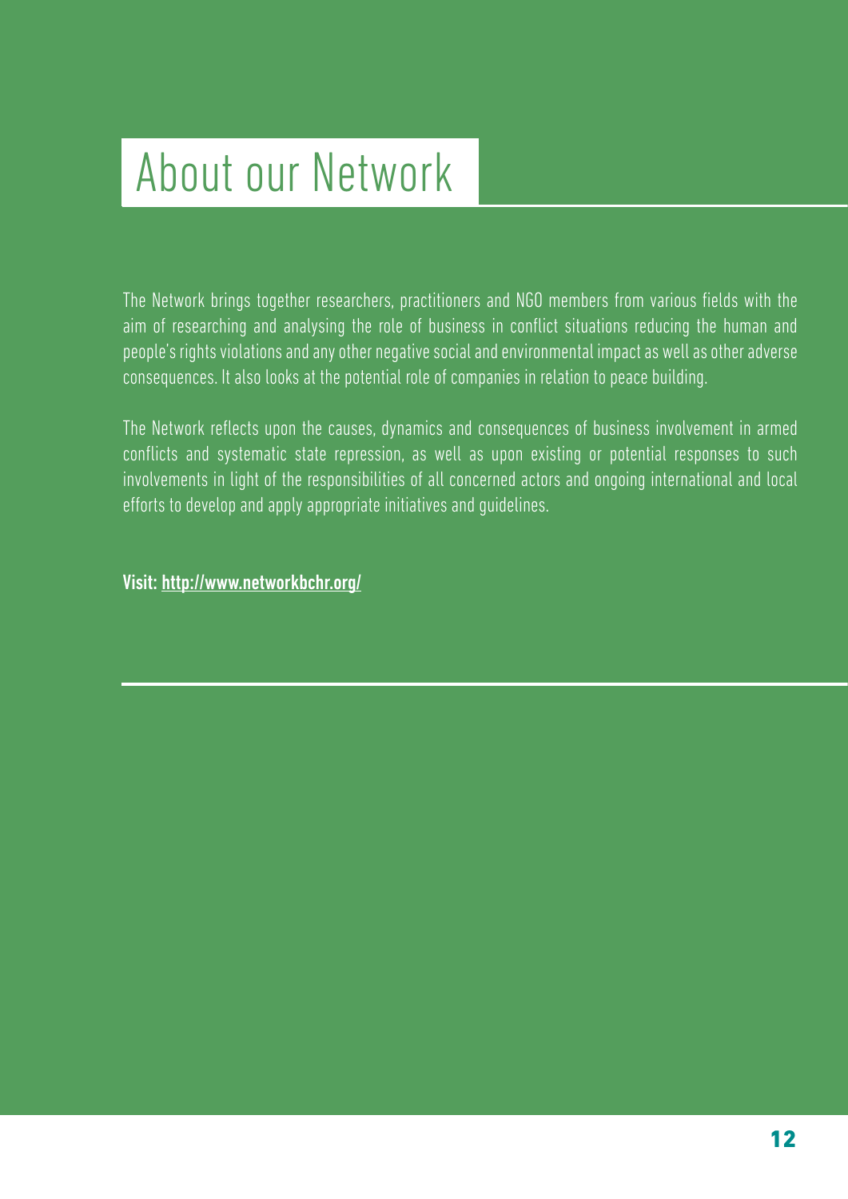# About our Network

The Network brings together researchers, practitioners and NGO members from various fields with the aim of researching and analysing the role of business in conflict situations reducing the human and people's rights violations and any other negative social and environmental impact as well as other adverse consequences. It also looks at the potential role of companies in relation to peace building.

The Network reflects upon the causes, dynamics and consequences of business involvement in armed conflicts and systematic state repression, as well as upon existing or potential responses to such involvements in light of the responsibilities of all concerned actors and ongoing international and local efforts to develop and apply appropriate initiatives and guidelines.

**Visit: http://www.networkbchr.org/**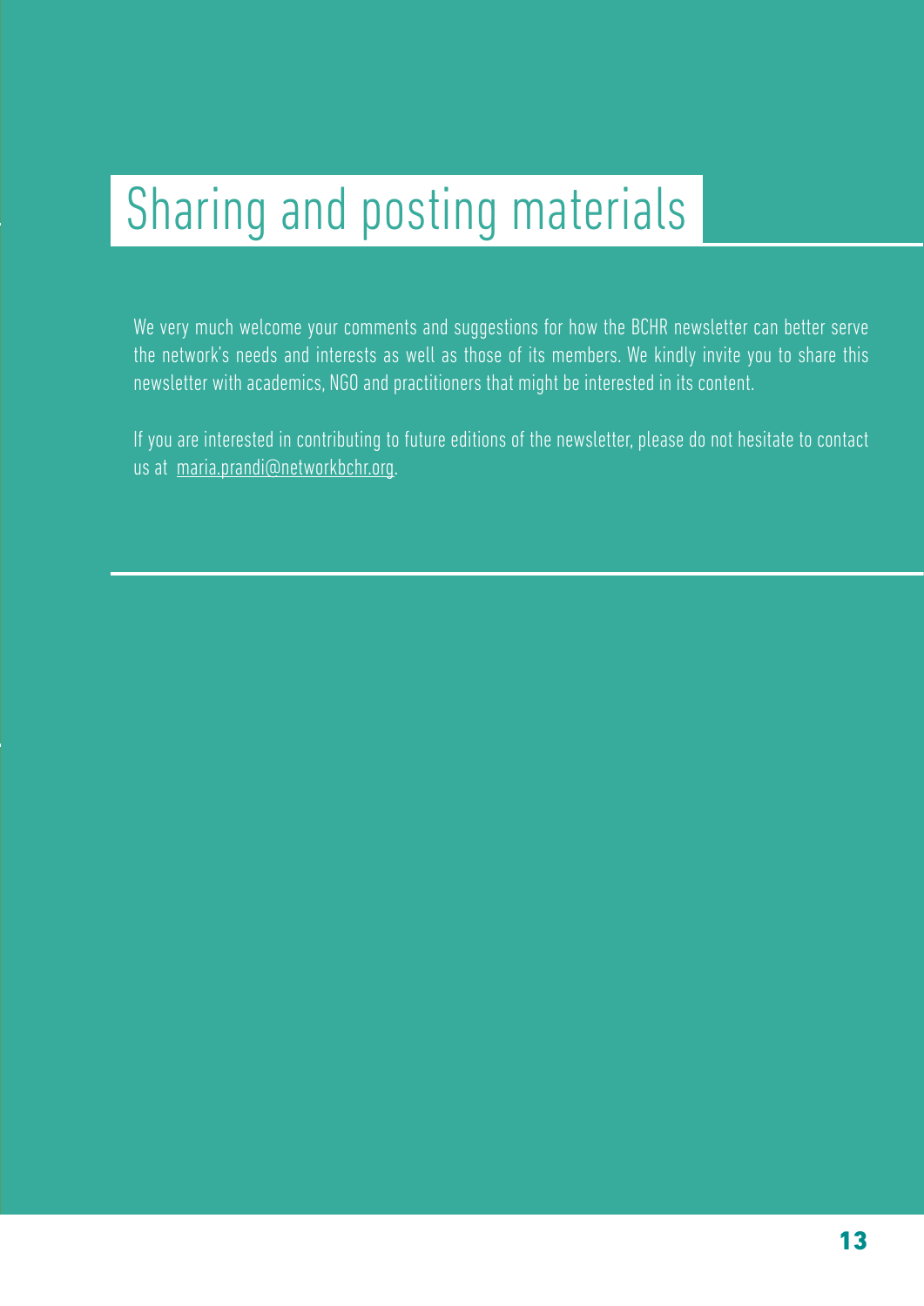# Sharing and posting materials

We very much welcome your comments and suggestions for how the BCHR newsletter can better serve the network's needs and interests as well as those of its members. We kindly invite you to share this newsletter with academics, NGO and practitioners that might be interested in its content.

If you are interested in contributing to future editions of the newsletter, please do not hesitate to contact us at maria.prandi@networkbchr.org.